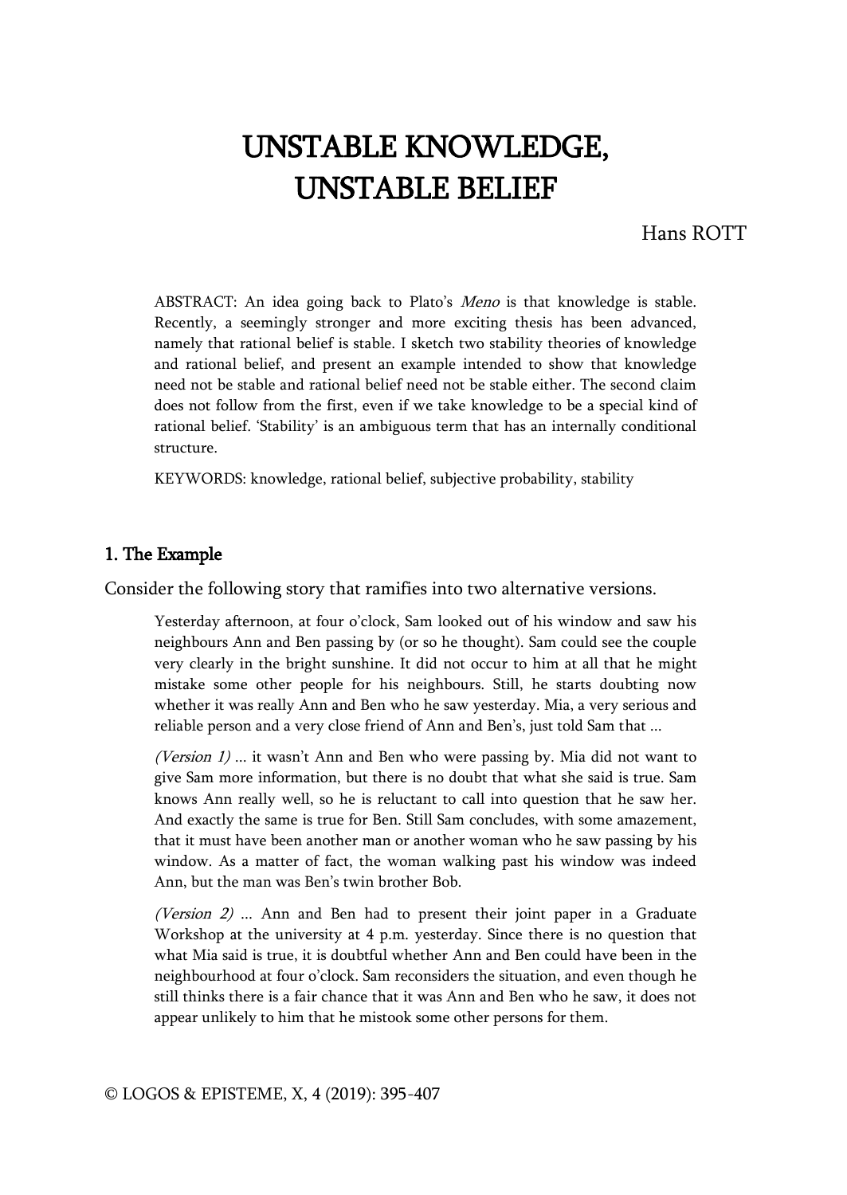# UNSTABLE KNOWLEDGE, UNSTABLE BELIEF

Hans ROTT

ABSTRACT: An idea going back to Plato's *Meno* is that knowledge is stable. Recently, a seemingly stronger and more exciting thesis has been advanced, namely that rational belief is stable. I sketch two stability theories of knowledge and rational belief, and present an example intended to show that knowledge need not be stable and rational belief need not be stable either. The second claim does not follow from the first, even if we take knowledge to be a special kind of rational belief. 'Stability' is an ambiguous term that has an internally conditional structure.

KEYWORDS: knowledge, rational belief, subjective probability, stability

## 1. The Example

Consider the following story that ramifies into two alternative versions.

> Yesterday afternoon, at four o'clock, Sam looked out of his window and saw his neighbours Ann and Ben passing by (or so he thought). Sam could see the couple very clearly in the bright sunshine. It did not occur to him at all that he might mistake some other people for his neighbours. Still, he starts doubting now whether it was really Ann and Ben who he saw yesterday. Mia, a very serious and reliable person and a very close friend of Ann and Ben's, just told Sam that ...
>
> *(Version 1)* ... it wasn't Ann and Ben who were passing by. Mia did not want to give Sam more information, but there is no doubt that what she said is true. Sam knows Ann really well, so he is reluctant to call into question that he saw her. And exactly the same is true for Ben. Still Sam concludes, with some amazement, that it must have been another man or another woman who he saw passing by his window. As a matter of fact, the woman walking past his window was indeed Ann, but the man was Ben's twin brother Bob.
>
> *(Version 2)* ... Ann and Ben had to present their joint paper in a Graduate Workshop at the university at 4 p.m. yesterday. Since there is no question that what Mia said is true, it is doubtful whether Ann and Ben could have been in the neighbourhood at four o'clock. Sam reconsiders the situation, and even though he still thinks there is a fair chance that it was Ann and Ben who he saw, it does not appear unlikely to him that he mistook some other persons for them.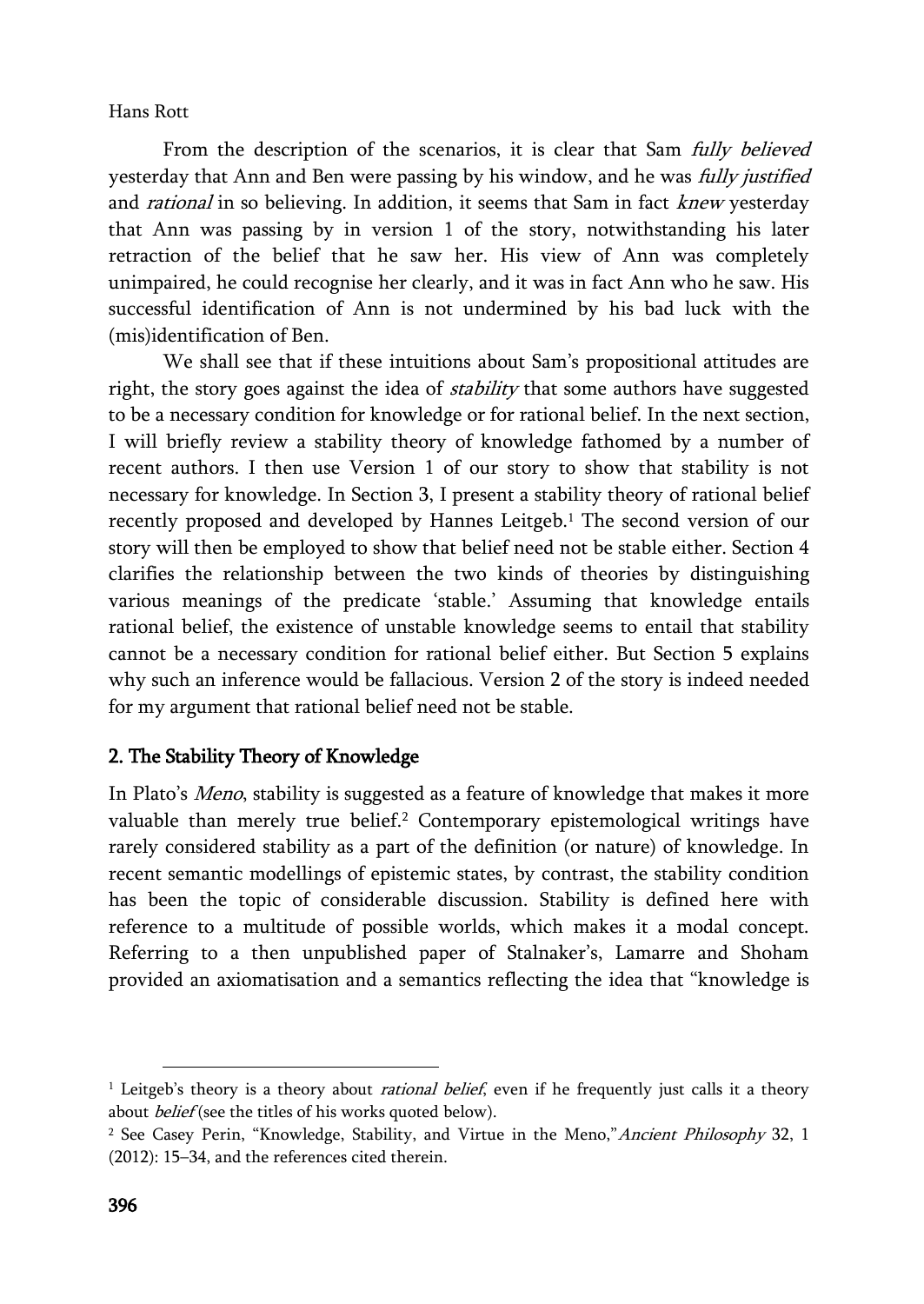From the description of the scenarios, it is clear that Sam *fully believed* yesterday that Ann and Ben were passing by his window, and he was *fully justified* and *rational* in so believing. In addition, it seems that Sam in fact *knew* yesterday that Ann was passing by in version 1 of the story, notwithstanding his later retraction of the belief that he saw her. His view of Ann was completely unimpaired, he could recognise her clearly, and it was in fact Ann who he saw. His successful identification of Ann is not undermined by his bad luck with the (mis)identification of Ben.

We shall see that if these intuitions about Sam's propositional attitudes are right, the story goes against the idea of *stability* that some authors have suggested to be a necessary condition for knowledge or for rational belief. In the next section, I will briefly review a stability theory of knowledge fathomed by a number of recent authors. I then use Version 1 of our story to show that stability is not necessary for knowledge. In Section 3, I present a stability theory of rational belief recently proposed and developed by Hannes Leitgeb.[1] The second version of our story will then be employed to show that belief need not be stable either. Section 4 clarifies the relationship between the two kinds of theories by distinguishing various meanings of the predicate 'stable.' Assuming that knowledge entails rational belief, the existence of unstable knowledge seems to entail that stability cannot be a necessary condition for rational belief either. But Section 5 explains why such an inference would be fallacious. Version 2 of the story is indeed needed for my argument that rational belief need not be stable.

## 2. The Stability Theory of Knowledge

In Plato's *Meno*, stability is suggested as a feature of knowledge that makes it more valuable than merely true belief.[2] Contemporary epistemological writings have rarely considered stability as a part of the definition (or nature) of knowledge. In recent semantic modellings of epistemic states, by contrast, the stability condition has been the topic of considerable discussion. Stability is defined here with reference to a multitude of possible worlds, which makes it a modal concept. Referring to a then unpublished paper of Stalnaker's, Lamarre and Shoham provided an axiomatisation and a semantics reflecting the idea that "knowledge is

---

[1] Leitgeb's theory is a theory about *rational belief*, even if he frequently just calls it a theory about *belief* (see the titles of his works quoted below).

[2] See Casey Perin, "Knowledge, Stability, and Virtue in the Meno," *Ancient Philosophy* 32, 1 (2012): 15–34, and the references cited therein.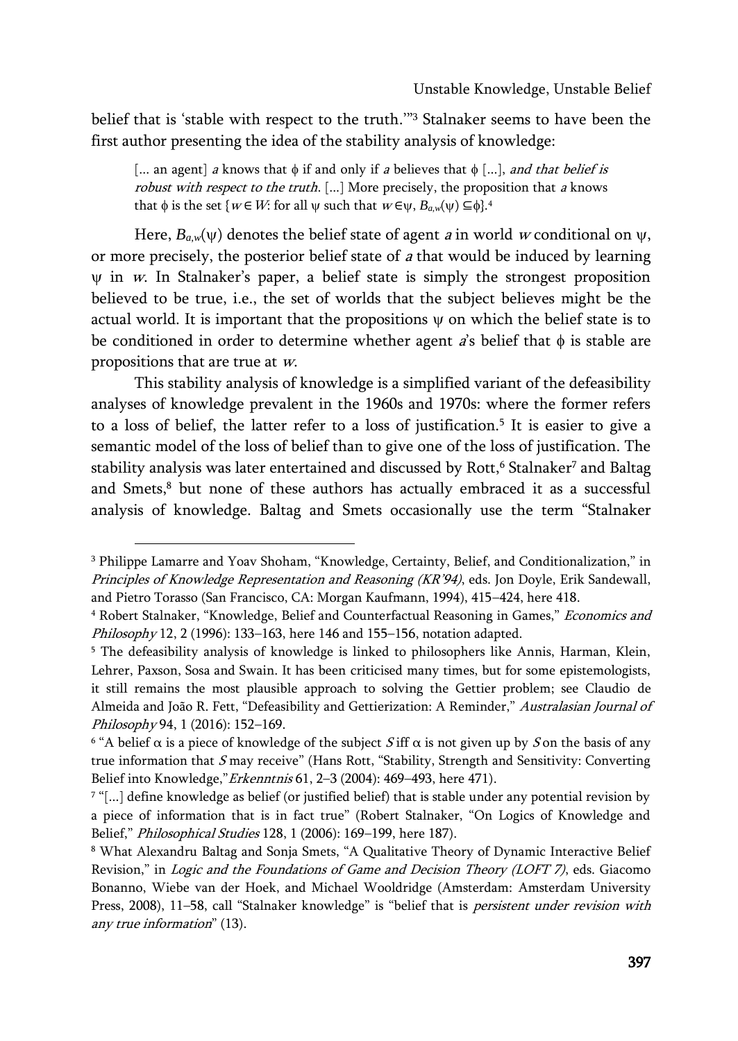belief that is 'stable with respect to the truth.'"[3] Stalnaker seems to have been the first author presenting the idea of the stability analysis of knowledge:

> [... an agent] $a$ knows that $\phi$ if and only if $a$ believes that $\phi$ [...], *and that belief is robust with respect to the truth*. [...] More precisely, the proposition that $a$ knows that $\phi$ is the set $\{w \in W$: for all $\psi$ such that $w \in \psi$, $B_{a,w}(\psi) \subseteq \phi\}$.[4]

Here, $B_{a,w}(\psi)$ denotes the belief state of agent $a$ in world $w$ conditional on $\psi$, or more precisely, the posterior belief state of $a$ that would be induced by learning $\psi$ in $w$. In Stalnaker's paper, a belief state is simply the strongest proposition believed to be true, i.e., the set of worlds that the subject believes might be the actual world. It is important that the propositions $\psi$ on which the belief state is to be conditioned in order to determine whether agent $a$'s belief that $\phi$ is stable are propositions that are true at $w$.

This stability analysis of knowledge is a simplified variant of the defeasibility analyses of knowledge prevalent in the 1960s and 1970s: where the former refers to a loss of belief, the latter refer to a loss of justification.[5] It is easier to give a semantic model of the loss of belief than to give one of the loss of justification. The stability analysis was later entertained and discussed by Rott,[6] Stalnaker[7] and Baltag and Smets,[8] but none of these authors has actually embraced it as a successful analysis of knowledge. Baltag and Smets occasionally use the term "Stalnaker

---

[3] Philippe Lamarre and Yoav Shoham, "Knowledge, Certainty, Belief, and Conditionalization," in *Principles of Knowledge Representation and Reasoning (KR'94)*, eds. Jon Doyle, Erik Sandewall, and Pietro Torasso (San Francisco, CA: Morgan Kaufmann, 1994), 415–424, here 418.

[4] Robert Stalnaker, "Knowledge, Belief and Counterfactual Reasoning in Games," *Economics and Philosophy* 12, 2 (1996): 133–163, here 146 and 155–156, notation adapted.

[5] The defeasibility analysis of knowledge is linked to philosophers like Annis, Harman, Klein, Lehrer, Paxson, Sosa and Swain. It has been criticised many times, but for some epistemologists, it still remains the most plausible approach to solving the Gettier problem; see Claudio de Almeida and João R. Fett, "Defeasibility and Gettierization: A Reminder," *Australasian Journal of Philosophy* 94, 1 (2016): 152–169.

[6] "A belief $\alpha$ is a piece of knowledge of the subject $S$ iff $\alpha$ is not given up by $S$ on the basis of any true information that $S$ may receive" (Hans Rott, "Stability, Strength and Sensitivity: Converting Belief into Knowledge," *Erkenntnis* 61, 2–3 (2004): 469–493, here 471).

[7] "[...] define knowledge as belief (or justified belief) that is stable under any potential revision by a piece of information that is in fact true" (Robert Stalnaker, "On Logics of Knowledge and Belief," *Philosophical Studies* 128, 1 (2006): 169–199, here 187).

[8] What Alexandru Baltag and Sonja Smets, "A Qualitative Theory of Dynamic Interactive Belief Revision," in *Logic and the Foundations of Game and Decision Theory (LOFT 7)*, eds. Giacomo Bonanno, Wiebe van der Hoek, and Michael Wooldridge (Amsterdam: Amsterdam University Press, 2008), 11–58, call "Stalnaker knowledge" is "belief that is *persistent under revision with any true information*" (13).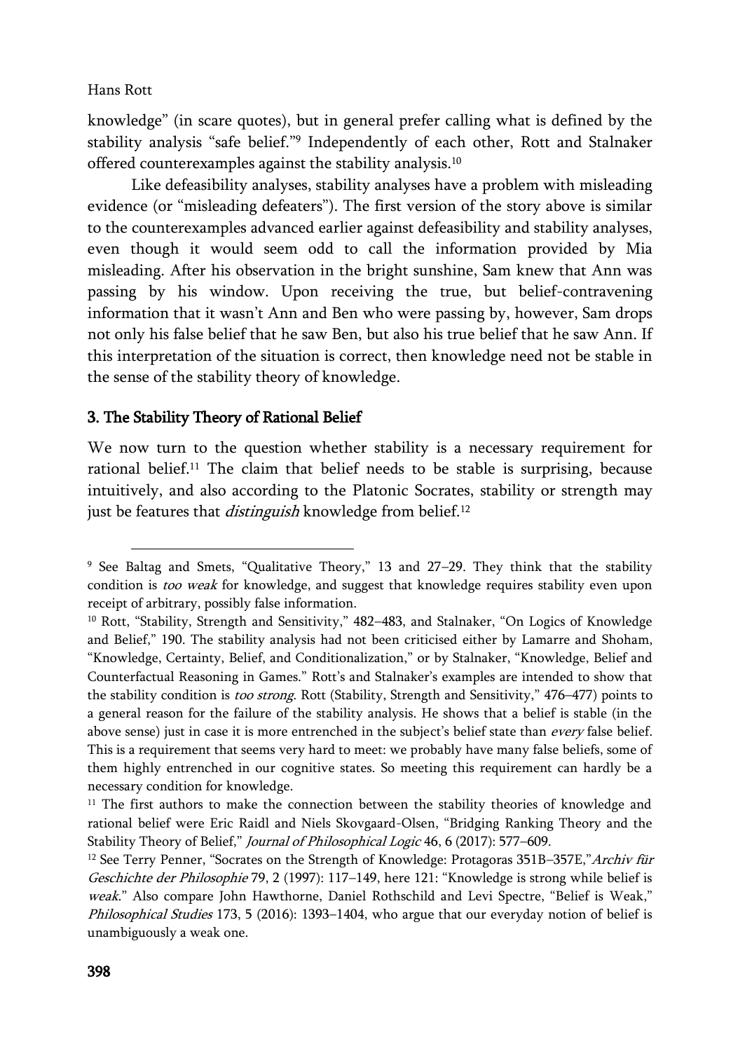knowledge" (in scare quotes), but in general prefer calling what is defined by the stability analysis "safe belief."[9] Independently of each other, Rott and Stalnaker offered counterexamples against the stability analysis.[10]

Like defeasibility analyses, stability analyses have a problem with misleading evidence (or "misleading defeaters"). The first version of the story above is similar to the counterexamples advanced earlier against defeasibility and stability analyses, even though it would seem odd to call the information provided by Mia misleading. After his observation in the bright sunshine, Sam knew that Ann was passing by his window. Upon receiving the true, but belief-contravening information that it wasn't Ann and Ben who were passing by, however, Sam drops not only his false belief that he saw Ben, but also his true belief that he saw Ann. If this interpretation of the situation is correct, then knowledge need not be stable in the sense of the stability theory of knowledge.

## 3. The Stability Theory of Rational Belief

We now turn to the question whether stability is a necessary requirement for rational belief.[11] The claim that belief needs to be stable is surprising, because intuitively, and also according to the Platonic Socrates, stability or strength may just be features that *distinguish* knowledge from belief.[12]

---

[9] See Baltag and Smets, "Qualitative Theory," 13 and 27–29. They think that the stability condition is *too weak* for knowledge, and suggest that knowledge requires stability even upon receipt of arbitrary, possibly false information.

[10] Rott, "Stability, Strength and Sensitivity," 482–483, and Stalnaker, "On Logics of Knowledge and Belief," 190. The stability analysis had not been criticised either by Lamarre and Shoham, "Knowledge, Certainty, Belief, and Conditionalization," or by Stalnaker, "Knowledge, Belief and Counterfactual Reasoning in Games." Rott's and Stalnaker's examples are intended to show that the stability condition is *too strong*. Rott (Stability, Strength and Sensitivity," 476–477) points to a general reason for the failure of the stability analysis. He shows that a belief is stable (in the above sense) just in case it is more entrenched in the subject's belief state than *every* false belief. This is a requirement that seems very hard to meet: we probably have many false beliefs, some of them highly entrenched in our cognitive states. So meeting this requirement can hardly be a necessary condition for knowledge.

[11] The first authors to make the connection between the stability theories of knowledge and rational belief were Eric Raidl and Niels Skovgaard-Olsen, "Bridging Ranking Theory and the Stability Theory of Belief," *Journal of Philosophical Logic* 46, 6 (2017): 577–609.

[12] See Terry Penner, "Socrates on the Strength of Knowledge: Protagoras 351B–357E,"*Archiv für Geschichte der Philosophie* 79, 2 (1997): 117–149, here 121: "Knowledge is strong while belief is *weak*." Also compare John Hawthorne, Daniel Rothschild and Levi Spectre, "Belief is Weak," *Philosophical Studies* 173, 5 (2016): 1393–1404, who argue that our everyday notion of belief is unambiguously a weak one.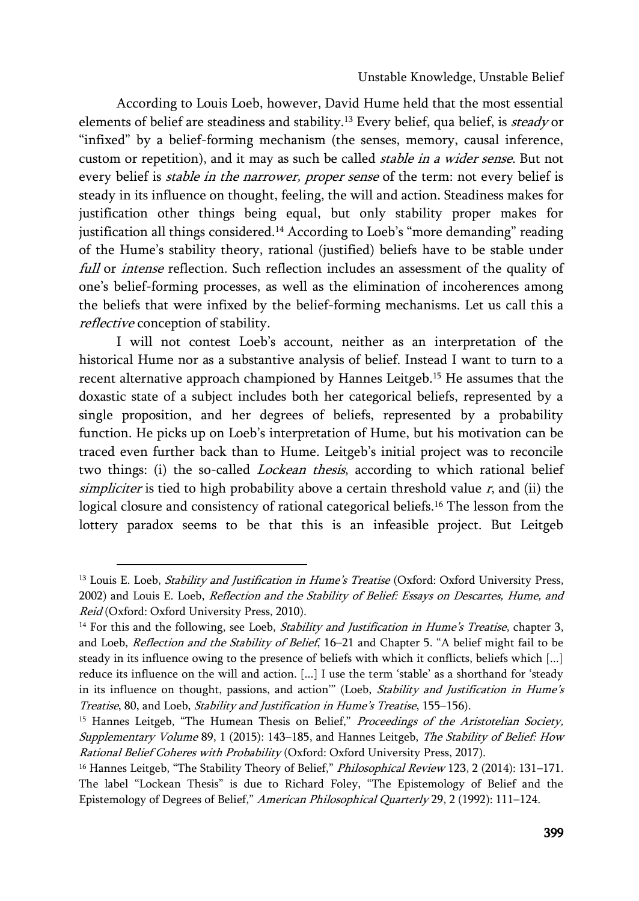According to Louis Loeb, however, David Hume held that the most essential elements of belief are steadiness and stability.[13] Every belief, qua belief, is *steady* or "infixed" by a belief-forming mechanism (the senses, memory, causal inference, custom or repetition), and it may as such be called *stable in a wider sense*. But not every belief is *stable in the narrower, proper sense* of the term: not every belief is steady in its influence on thought, feeling, the will and action. Steadiness makes for justification other things being equal, but only stability proper makes for justification all things considered.[14] According to Loeb's "more demanding" reading of the Hume's stability theory, rational (justified) beliefs have to be stable under *full* or *intense* reflection. Such reflection includes an assessment of the quality of one's belief-forming processes, as well as the elimination of incoherences among the beliefs that were infixed by the belief-forming mechanisms. Let us call this a *reflective* conception of stability.

I will not contest Loeb's account, neither as an interpretation of the historical Hume nor as a substantive analysis of belief. Instead I want to turn to a recent alternative approach championed by Hannes Leitgeb.[15] He assumes that the doxastic state of a subject includes both her categorical beliefs, represented by a single proposition, and her degrees of beliefs, represented by a probability function. He picks up on Loeb's interpretation of Hume, but his motivation can be traced even further back than to Hume. Leitgeb's initial project was to reconcile two things: (i) the so-called *Lockean thesis*, according to which rational belief *simpliciter* is tied to high probability above a certain threshold value $r$, and (ii) the logical closure and consistency of rational categorical beliefs.[16] The lesson from the lottery paradox seems to be that this is an infeasible project. But Leitgeb

---

[13] Louis E. Loeb, *Stability and Justification in Hume's Treatise* (Oxford: Oxford University Press, 2002) and Louis E. Loeb, *Reflection and the Stability of Belief: Essays on Descartes, Hume, and Reid* (Oxford: Oxford University Press, 2010).

[14] For this and the following, see Loeb, *Stability and Justification in Hume's Treatise*, chapter 3, and Loeb, *Reflection and the Stability of Belief*, 16–21 and Chapter 5. "A belief might fail to be steady in its influence owing to the presence of beliefs with which it conflicts, beliefs which [...] reduce its influence on the will and action. [...] I use the term 'stable' as a shorthand for 'steady in its influence on thought, passions, and action'" (Loeb, *Stability and Justification in Hume's Treatise*, 80, and Loeb, *Stability and Justification in Hume's Treatise*, 155–156).

[15] Hannes Leitgeb, "The Humean Thesis on Belief," *Proceedings of the Aristotelian Society, Supplementary Volume* 89, 1 (2015): 143–185, and Hannes Leitgeb, *The Stability of Belief: How Rational Belief Coheres with Probability* (Oxford: Oxford University Press, 2017).

[16] Hannes Leitgeb, "The Stability Theory of Belief," *Philosophical Review* 123, 2 (2014): 131–171. The label "Lockean Thesis" is due to Richard Foley, "The Epistemology of Belief and the Epistemology of Degrees of Belief," *American Philosophical Quarterly* 29, 2 (1992): 111–124.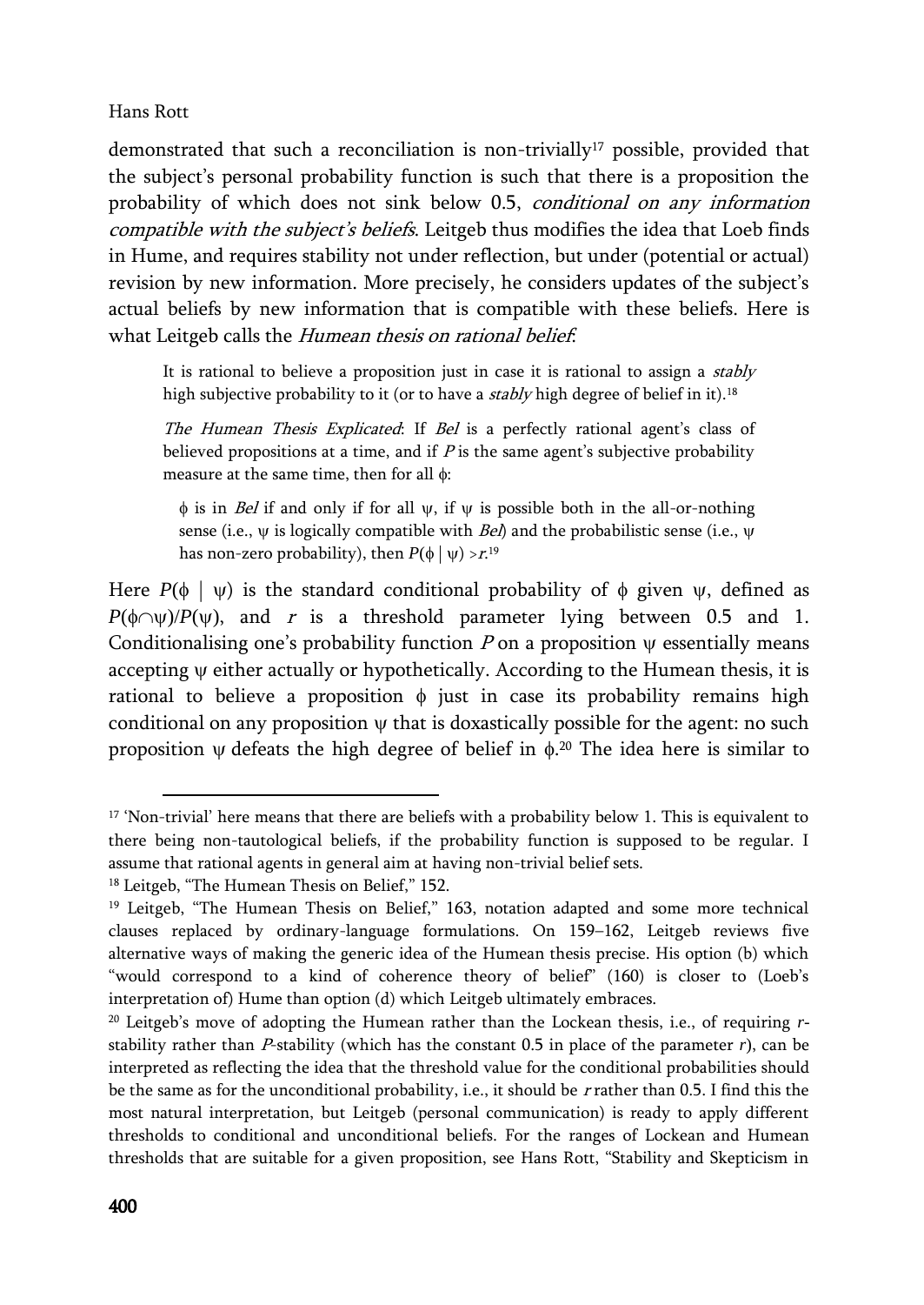demonstrated that such a reconciliation is non-trivially[17] possible, provided that the subject's personal probability function is such that there is a proposition the probability of which does not sink below 0.5, *conditional on any information compatible with the subject's beliefs*. Leitgeb thus modifies the idea that Loeb finds in Hume, and requires stability not under reflection, but under (potential or actual) revision by new information. More precisely, he considers updates of the subject's actual beliefs by new information that is compatible with these beliefs. Here is what Leitgeb calls the *Humean thesis on rational belief*:

> It is rational to believe a proposition just in case it is rational to assign a *stably* high subjective probability to it (or to have a *stably* high degree of belief in it).[18]
>
> *The Humean Thesis Explicated*: If *Bel* is a perfectly rational agent's class of believed propositions at a time, and if $P$ is the same agent's subjective probability measure at the same time, then for all $\phi$:
>
> > $\phi$ is in *Bel* if and only if for all $\psi$, if $\psi$ is possible both in the all-or-nothing sense (i.e., $\psi$ is logically compatible with *Bel*) and the probabilistic sense (i.e., $\psi$ has non-zero probability), then $P(\phi \mid \psi) > r$.[19]

Here $P(\phi \mid \psi)$ is the standard conditional probability of $\phi$ given $\psi$, defined as $P(\phi \cap \psi)/P(\psi)$, and $r$ is a threshold parameter lying between 0.5 and 1. Conditionalising one's probability function $P$ on a proposition $\psi$ essentially means accepting $\psi$ either actually or hypothetically. According to the Humean thesis, it is rational to believe a proposition $\phi$ just in case its probability remains high conditional on any proposition $\psi$ that is doxastically possible for the agent: no such proposition $\psi$ defeats the high degree of belief in $\phi$.[20] The idea here is similar to

---

[17] 'Non-trivial' here means that there are beliefs with a probability below 1. This is equivalent to there being non-tautological beliefs, if the probability function is supposed to be regular. I assume that rational agents in general aim at having non-trivial belief sets.

[18] Leitgeb, "The Humean Thesis on Belief," 152.

[19] Leitgeb, "The Humean Thesis on Belief," 163, notation adapted and some more technical clauses replaced by ordinary-language formulations. On 159–162, Leitgeb reviews five alternative ways of making the generic idea of the Humean thesis precise. His option (b) which "would correspond to a kind of coherence theory of belief" (160) is closer to (Loeb's interpretation of) Hume than option (d) which Leitgeb ultimately embraces.

[20] Leitgeb's move of adopting the Humean rather than the Lockean thesis, i.e., of requiring $r$-stability rather than $P$-stability (which has the constant 0.5 in place of the parameter $r$), can be interpreted as reflecting the idea that the threshold value for the conditional probabilities should be the same as for the unconditional probability, i.e., it should be $r$ rather than 0.5. I find this the most natural interpretation, but Leitgeb (personal communication) is ready to apply different thresholds to conditional and unconditional beliefs. For the ranges of Lockean and Humean thresholds that are suitable for a given proposition, see Hans Rott, "Stability and Skepticism in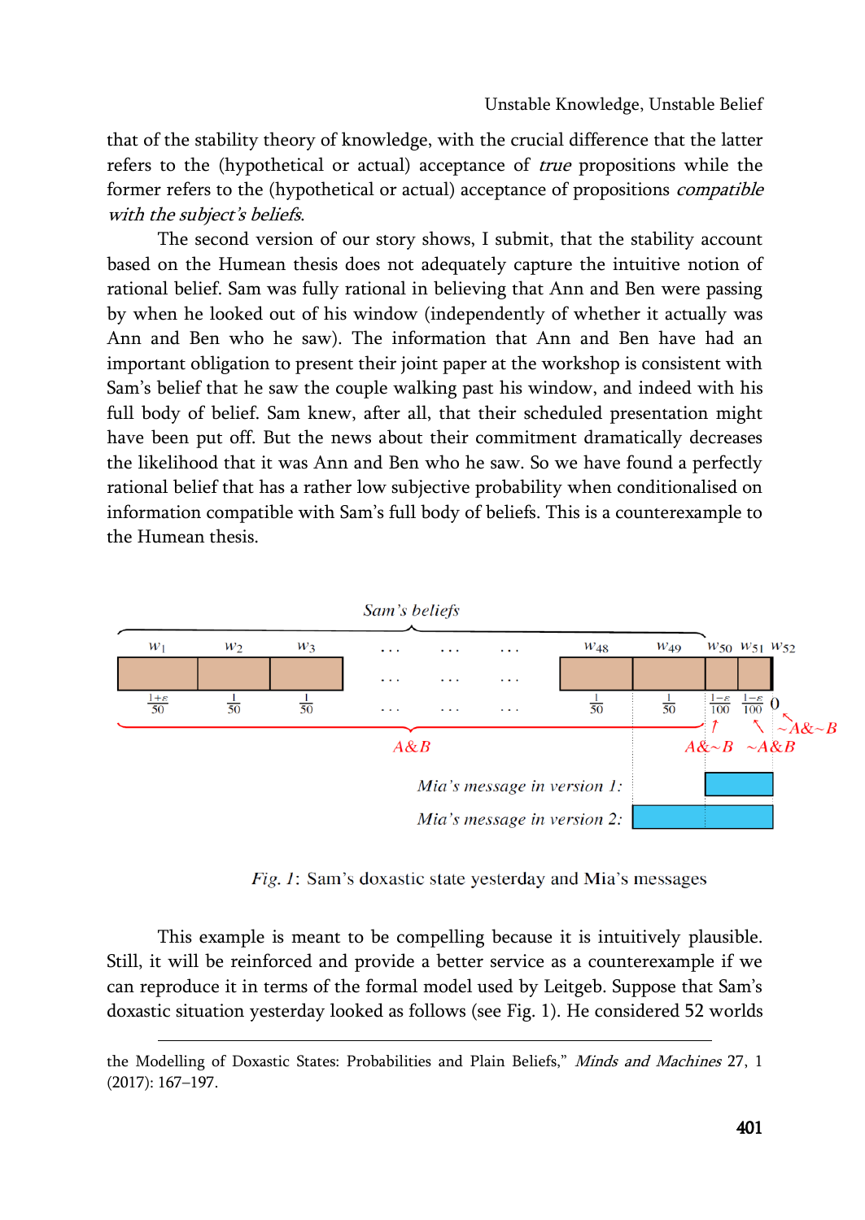that of the stability theory of knowledge, with the crucial difference that the latter refers to the (hypothetical or actual) acceptance of *true* propositions while the former refers to the (hypothetical or actual) acceptance of propositions *compatible with the subject's beliefs*.

The second version of our story shows, I submit, that the stability account based on the Humean thesis does not adequately capture the intuitive notion of rational belief. Sam was fully rational in believing that Ann and Ben were passing by when he looked out of his window (independently of whether it actually was Ann and Ben who he saw). The information that Ann and Ben have had an important obligation to present their joint paper at the workshop is consistent with Sam's belief that he saw the couple walking past his window, and indeed with his full body of belief. Sam knew, after all, that their scheduled presentation might have been put off. But the news about their commitment dramatically decreases the likelihood that it was Ann and Ben who he saw. So we have found a perfectly rational belief that has a rather low subjective probability when conditionalised on information compatible with Sam's full body of beliefs. This is a counterexample to the Humean thesis.

*Fig. 1*: Sam's doxastic state yesterday and Mia's messages

This example is meant to be compelling because it is intuitively plausible. Still, it will be reinforced and provide a better service as a counterexample if we can reproduce it in terms of the formal model used by Leitgeb. Suppose that Sam's doxastic situation yesterday looked as follows (see Fig. 1). He considered 52 worlds

---

the Modelling of Doxastic States: Probabilities and Plain Beliefs," *Minds and Machines* 27, 1 (2017): 167–197.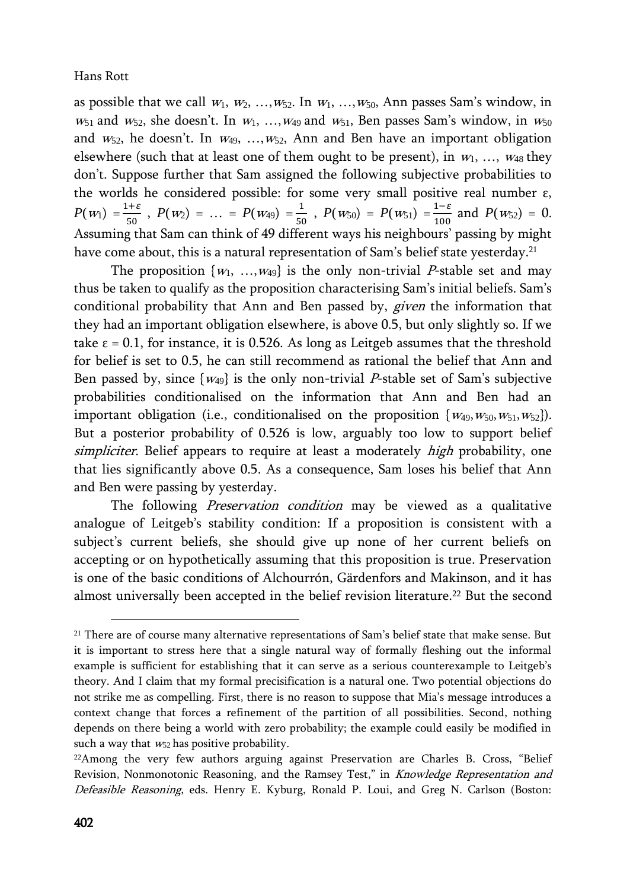as possible that we call $w_1$, $w_2$, …, $w_{52}$. In $w_1$, …, $w_{50}$, Ann passes Sam's window, in $w_{51}$ and $w_{52}$, she doesn't. In $w_1$, …, $w_{49}$ and $w_{51}$, Ben passes Sam's window, in $w_{50}$ and $w_{52}$, he doesn't. In $w_{49}$, …, $w_{52}$, Ann and Ben have an important obligation elsewhere (such that at least one of them ought to be present), in $w_1$, …, $w_{48}$ they don't. Suppose further that Sam assigned the following subjective probabilities to the worlds he considered possible: for some very small positive real number ε, $P(w_1) = \frac{1+\varepsilon}{50}$, $P(w_2) = \ldots = P(w_{49}) = \frac{1}{50}$, $P(w_{50}) = P(w_{51}) = \frac{1-\varepsilon}{100}$ and $P(w_{52}) = 0$. Assuming that Sam can think of 49 different ways his neighbours' passing by might have come about, this is a natural representation of Sam's belief state yesterday.[21]

The proposition $\{w_1, \ldots, w_{49}\}$ is the only non-trivial $P$-stable set and may thus be taken to qualify as the proposition characterising Sam's initial beliefs. Sam's conditional probability that Ann and Ben passed by, *given* the information that they had an important obligation elsewhere, is above 0.5, but only slightly so. If we take ε = 0.1, for instance, it is 0.526. As long as Leitgeb assumes that the threshold for belief is set to 0.5, he can still recommend as rational the belief that Ann and Ben passed by, since $\{w_{49}\}$ is the only non-trivial $P$-stable set of Sam's subjective probabilities conditionalised on the information that Ann and Ben had an important obligation (i.e., conditionalised on the proposition $\{w_{49}, w_{50}, w_{51}, w_{52}\}$). But a posterior probability of 0.526 is low, arguably too low to support belief *simpliciter*. Belief appears to require at least a moderately *high* probability, one that lies significantly above 0.5. As a consequence, Sam loses his belief that Ann and Ben were passing by yesterday.

The following *Preservation condition* may be viewed as a qualitative analogue of Leitgeb's stability condition: If a proposition is consistent with a subject's current beliefs, she should give up none of her current beliefs on accepting or on hypothetically assuming that this proposition is true. Preservation is one of the basic conditions of Alchourrón, Gärdenfors and Makinson, and it has almost universally been accepted in the belief revision literature.[22] But the second

---

[21] There are of course many alternative representations of Sam's belief state that make sense. But it is important to stress here that a single natural way of formally fleshing out the informal example is sufficient for establishing that it can serve as a serious counterexample to Leitgeb's theory. And I claim that my formal precisification is a natural one. Two potential objections do not strike me as compelling. First, there is no reason to suppose that Mia's message introduces a context change that forces a refinement of the partition of all possibilities. Second, nothing depends on there being a world with zero probability; the example could easily be modified in such a way that $w_{52}$ has positive probability.

[22] Among the very few authors arguing against Preservation are Charles B. Cross, "Belief Revision, Nonmonotonic Reasoning, and the Ramsey Test," in *Knowledge Representation and Defeasible Reasoning*, eds. Henry E. Kyburg, Ronald P. Loui, and Greg N. Carlson (Boston: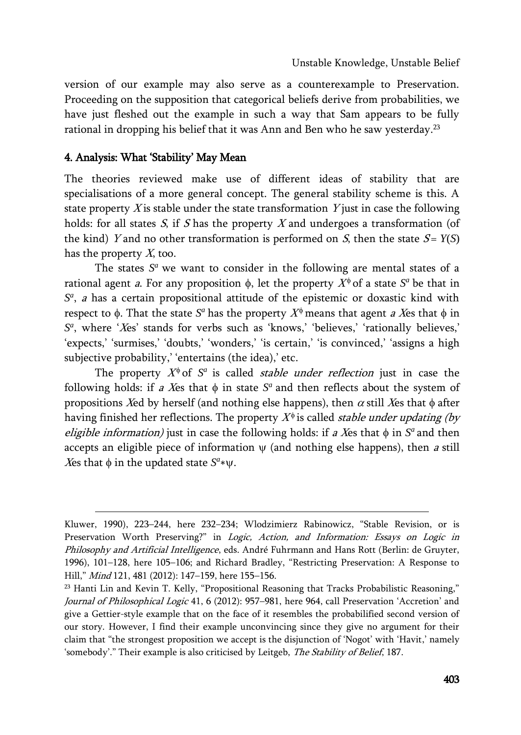version of our example may also serve as a counterexample to Preservation. Proceeding on the supposition that categorical beliefs derive from probabilities, we have just fleshed out the example in such a way that Sam appears to be fully rational in dropping his belief that it was Ann and Ben who he saw yesterday.[23]

## 4. Analysis: What 'Stability' May Mean

The theories reviewed make use of different ideas of stability that are specialisations of a more general concept. The general stability scheme is this. A state property $X$ is stable under the state transformation $Y$ just in case the following holds: for all states $S$, if $S$ has the property $X$ and undergoes a transformation (of the kind) $Y$ and no other transformation is performed on $S$, then the state $S = Y(S)$ has the property $X$, too.

The states $S^a$ we want to consider in the following are mental states of a rational agent *a*. For any proposition $\phi$, let the property $X^\phi$ of a state $S^a$ be that in $S^a$, *a* has a certain propositional attitude of the epistemic or doxastic kind with respect to $\phi$. That the state $S^a$ has the property $X^\phi$ means that agent *a Xes* that $\phi$ in $S^a$, where '*X*es' stands for verbs such as 'knows,' 'believes,' 'rationally believes,' 'expects,' 'surmises,' 'doubts,' 'wonders,' 'is certain,' 'is convinced,' 'assigns a high subjective probability,' 'entertains (the idea),' etc.

The property $X^\phi$ of $S^a$ is called *stable under reflection* just in case the following holds: if *a X*es that $\phi$ in state $S^a$ and then reflects about the system of propositions *X*ed by herself (and nothing else happens), then $\alpha$ still *X*es that $\phi$ after having finished her reflections. The property $X^\phi$ is called *stable under updating (by eligible information)* just in case the following holds: if *a X*es that $\phi$ in $S^a$ and then accepts an eligible piece of information $\psi$ (and nothing else happens), then *a* still *X*es that $\phi$ in the updated state $S^a * \psi$.

---

Kluwer, 1990), 223–244, here 232–234; Wlodzimierz Rabinowicz, "Stable Revision, or is Preservation Worth Preserving?" in *Logic, Action, and Information: Essays on Logic in Philosophy and Artificial Intelligence*, eds. André Fuhrmann and Hans Rott (Berlin: de Gruyter, 1996), 101–128, here 105–106; and Richard Bradley, "Restricting Preservation: A Response to Hill," *Mind* 121, 481 (2012): 147–159, here 155–156.

[23] Hanti Lin and Kevin T. Kelly, "Propositional Reasoning that Tracks Probabilistic Reasoning," *Journal of Philosophical Logic* 41, 6 (2012): 957–981, here 964, call Preservation 'Accretion' and give a Gettier-style example that on the face of it resembles the probabilified second version of our story. However, I find their example unconvincing since they give no argument for their claim that "the strongest proposition we accept is the disjunction of 'Nogot' with 'Havit,' namely 'somebody'." Their example is also criticised by Leitgeb, *The Stability of Belief*, 187.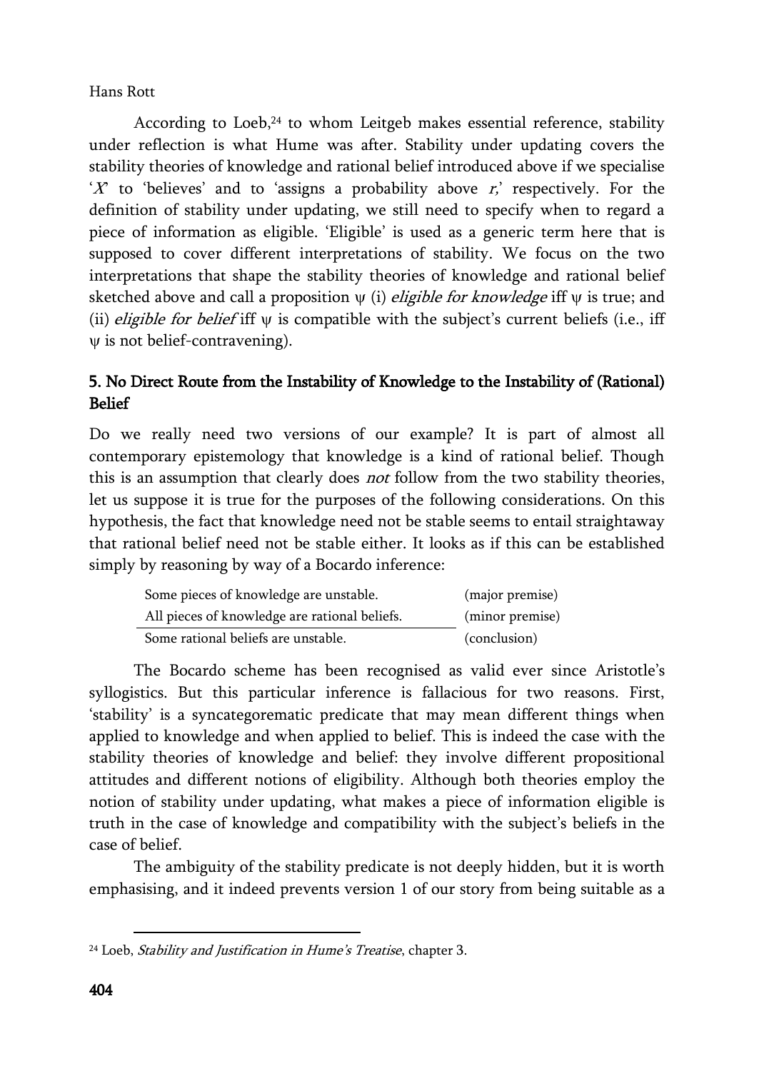According to Loeb,[24] to whom Leitgeb makes essential reference, stability under reflection is what Hume was after. Stability under updating covers the stability theories of knowledge and rational belief introduced above if we specialise '*X*' to 'believes' and to 'assigns a probability above *r*,' respectively. For the definition of stability under updating, we still need to specify when to regard a piece of information as eligible. 'Eligible' is used as a generic term here that is supposed to cover different interpretations of stability. We focus on the two interpretations that shape the stability theories of knowledge and rational belief sketched above and call a proposition ψ (i) *eligible for knowledge* iff ψ is true; and (ii) *eligible for belief* iff ψ is compatible with the subject's current beliefs (i.e., iff ψ is not belief-contravening).

## 5. No Direct Route from the Instability of Knowledge to the Instability of (Rational) Belief

Do we really need two versions of our example? It is part of almost all contemporary epistemology that knowledge is a kind of rational belief. Though this is an assumption that clearly does *not* follow from the two stability theories, let us suppose it is true for the purposes of the following considerations. On this hypothesis, the fact that knowledge need not be stable seems to entail straightaway that rational belief need not be stable either. It looks as if this can be established simply by reasoning by way of a Bocardo inference:

| | |
|---|---|
| Some pieces of knowledge are unstable. | (major premise) |
| All pieces of knowledge are rational beliefs. | (minor premise) |
| Some rational beliefs are unstable. | (conclusion) |

The Bocardo scheme has been recognised as valid ever since Aristotle's syllogistics. But this particular inference is fallacious for two reasons. First, 'stability' is a syncategorematic predicate that may mean different things when applied to knowledge and when applied to belief. This is indeed the case with the stability theories of knowledge and belief: they involve different propositional attitudes and different notions of eligibility. Although both theories employ the notion of stability under updating, what makes a piece of information eligible is truth in the case of knowledge and compatibility with the subject's beliefs in the case of belief.

The ambiguity of the stability predicate is not deeply hidden, but it is worth emphasising, and it indeed prevents version 1 of our story from being suitable as a

[24] Loeb, *Stability and Justification in Hume's Treatise*, chapter 3.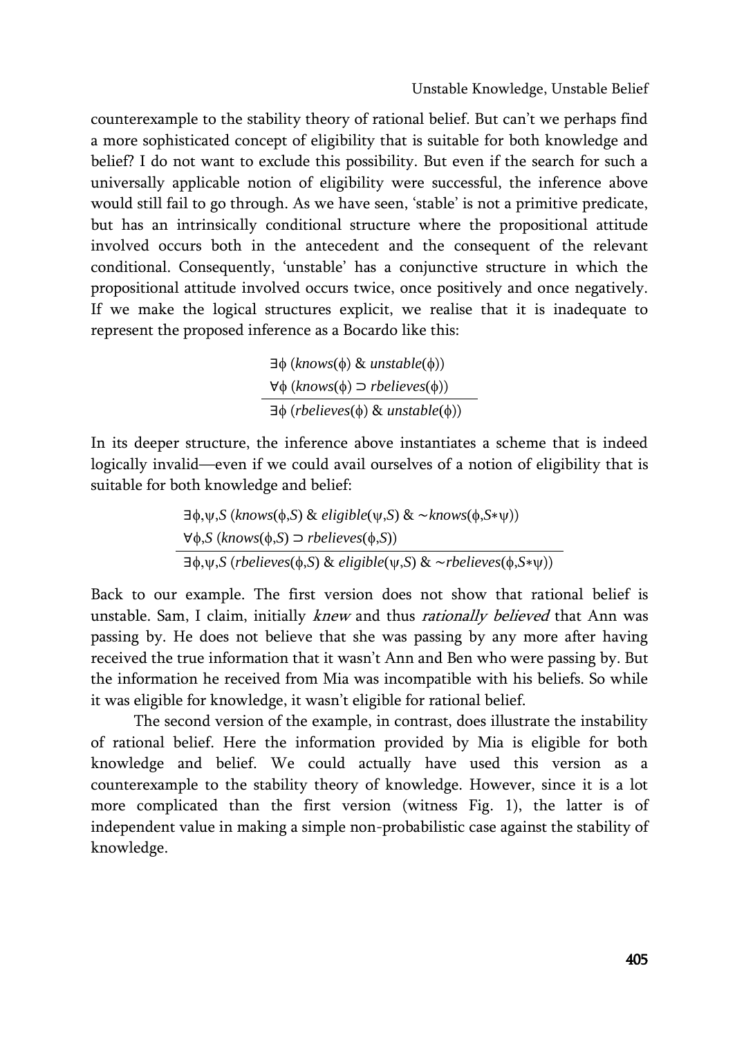counterexample to the stability theory of rational belief. But can't we perhaps find a more sophisticated concept of eligibility that is suitable for both knowledge and belief? I do not want to exclude this possibility. But even if the search for such a universally applicable notion of eligibility were successful, the inference above would still fail to go through. As we have seen, 'stable' is not a primitive predicate, but has an intrinsically conditional structure where the propositional attitude involved occurs both in the antecedent and the consequent of the relevant conditional. Consequently, 'unstable' has a conjunctive structure in which the propositional attitude involved occurs twice, once positively and once negatively. If we make the logical structures explicit, we realise that it is inadequate to represent the proposed inference as a Bocardo like this:

$$\begin{array}{l} \exists\phi\ (\mathit{knows}(\phi)\ \&\ \mathit{unstable}(\phi)) \\ \forall\phi\ (\mathit{knows}(\phi) \supset \mathit{rbelieves}(\phi)) \\ \hline \exists\phi\ (\mathit{rbelieves}(\phi)\ \&\ \mathit{unstable}(\phi)) \end{array}$$

In its deeper structure, the inference above instantiates a scheme that is indeed logically invalid—even if we could avail ourselves of a notion of eligibility that is suitable for both knowledge and belief:

$$\begin{array}{l} \exists\phi,\psi,S\ (\mathit{knows}(\phi,S)\ \&\ \mathit{eligible}(\psi,S)\ \&\ {\sim}\mathit{knows}(\phi,S{*}\psi)) \\ \forall\phi,S\ (\mathit{knows}(\phi,S) \supset \mathit{rbelieves}(\phi,S)) \\ \hline \exists\phi,\psi,S\ (\mathit{rbelieves}(\phi,S)\ \&\ \mathit{eligible}(\psi,S)\ \&\ {\sim}\mathit{rbelieves}(\phi,S{*}\psi)) \end{array}$$

Back to our example. The first version does not show that rational belief is unstable. Sam, I claim, initially *knew* and thus *rationally believed* that Ann was passing by. He does not believe that she was passing by any more after having received the true information that it wasn't Ann and Ben who were passing by. But the information he received from Mia was incompatible with his beliefs. So while it was eligible for knowledge, it wasn't eligible for rational belief.

The second version of the example, in contrast, does illustrate the instability of rational belief. Here the information provided by Mia is eligible for both knowledge and belief. We could actually have used this version as a counterexample to the stability theory of knowledge. However, since it is a lot more complicated than the first version (witness Fig. 1), the latter is of independent value in making a simple non-probabilistic case against the stability of knowledge.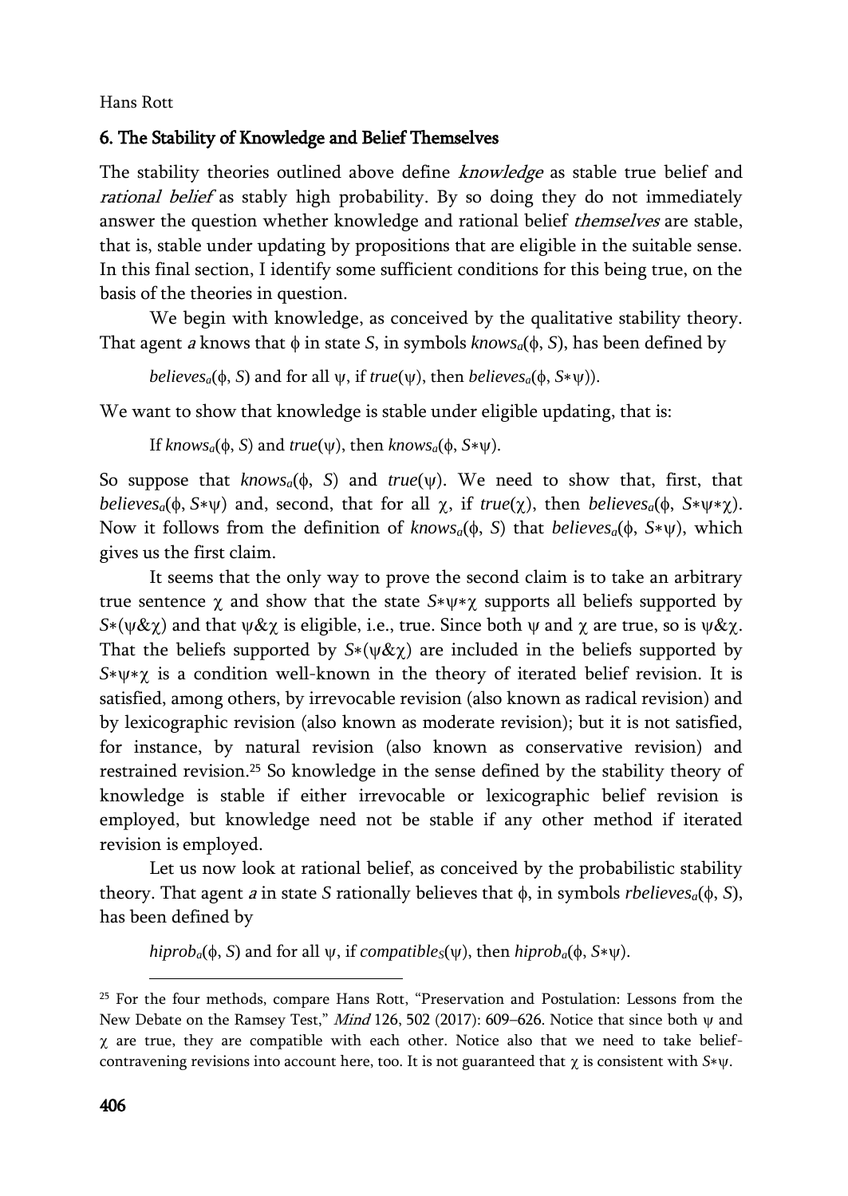## 6. The Stability of Knowledge and Belief Themselves

The stability theories outlined above define *knowledge* as stable true belief and *rational belief* as stably high probability. By so doing they do not immediately answer the question whether knowledge and rational belief *themselves* are stable, that is, stable under updating by propositions that are eligible in the suitable sense. In this final section, I identify some sufficient conditions for this being true, on the basis of the theories in question.

We begin with knowledge, as conceived by the qualitative stability theory. That agent *a* knows that $\phi$ in state $S$, in symbols $knows_a(\phi, S)$, has been defined by

> $believes_a(\phi, S)$ and for all $\psi$, if $true(\psi)$, then $believes_a(\phi, S{*}\psi)$).

We want to show that knowledge is stable under eligible updating, that is:

> If $knows_a(\phi, S)$ and $true(\psi)$, then $knows_a(\phi, S{*}\psi)$.

So suppose that $knows_a(\phi, S)$ and $true(\psi)$. We need to show that, first, that $believes_a(\phi, S{*}\psi)$ and, second, that for all $\chi$, if $true(\chi)$, then $believes_a(\phi, S{*}\psi{*}\chi)$. Now it follows from the definition of $knows_a(\phi, S)$ that $believes_a(\phi, S{*}\psi)$, which gives us the first claim.

It seems that the only way to prove the second claim is to take an arbitrary true sentence $\chi$ and show that the state $S{*}\psi{*}\chi$ supports all beliefs supported by $S{*}(\psi\&\chi)$ and that $\psi\&\chi$ is eligible, i.e., true. Since both $\psi$ and $\chi$ are true, so is $\psi\&\chi$. That the beliefs supported by $S{*}(\psi\&\chi)$ are included in the beliefs supported by $S{*}\psi{*}\chi$ is a condition well-known in the theory of iterated belief revision. It is satisfied, among others, by irrevocable revision (also known as radical revision) and by lexicographic revision (also known as moderate revision); but it is not satisfied, for instance, by natural revision (also known as conservative revision) and restrained revision.[25] So knowledge in the sense defined by the stability theory of knowledge is stable if either irrevocable or lexicographic belief revision is employed, but knowledge need not be stable if any other method if iterated revision is employed.

Let us now look at rational belief, as conceived by the probabilistic stability theory. That agent *a* in state $S$ rationally believes that $\phi$, in symbols $rbelieves_a(\phi, S)$, has been defined by

> $hiprob_a(\phi, S)$ and for all $\psi$, if $compatible_S(\psi)$, then $hiprob_a(\phi, S{*}\psi)$.

---

[25] For the four methods, compare Hans Rott, "Preservation and Postulation: Lessons from the New Debate on the Ramsey Test," *Mind* 126, 502 (2017): 609–626. Notice that since both $\psi$ and $\chi$ are true, they are compatible with each other. Notice also that we need to take belief-contravening revisions into account here, too. It is not guaranteed that $\chi$ is consistent with $S{*}\psi$.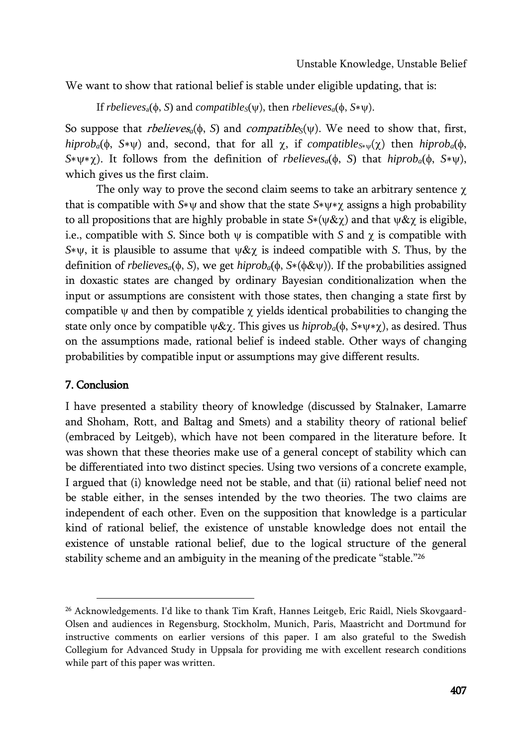We want to show that rational belief is stable under eligible updating, that is:

If $rbelieves_a(\phi, S)$ and $compatible_S(\psi)$, then $rbelieves_a(\phi, S{*}\psi)$.

So suppose that $rbelieves_a(\phi, S)$ and $compatible_S(\psi)$. We need to show that, first, $hiprob_a(\phi, S{*}\psi)$ and, second, that for all $\chi$, if $compatible_{S*\psi}(\chi)$ then $hiprob_a(\phi, S{*}\psi{*}\chi)$. It follows from the definition of $rbelieves_a(\phi, S)$ that $hiprob_a(\phi, S{*}\psi)$, which gives us the first claim.

The only way to prove the second claim seems to take an arbitrary sentence $\chi$ that is compatible with $S{*}\psi$ and show that the state $S{*}\psi{*}\chi$ assigns a high probability to all propositions that are highly probable in state $S{*}(\psi\&\chi)$ and that $\psi\&\chi$ is eligible, i.e., compatible with $S$. Since both $\psi$ is compatible with $S$ and $\chi$ is compatible with $S{*}\psi$, it is plausible to assume that $\psi\&\chi$ is indeed compatible with $S$. Thus, by the definition of $rbelieves_a(\phi, S)$, we get $hiprob_a(\phi, S{*}(\phi\&\psi))$. If the probabilities assigned in doxastic states are changed by ordinary Bayesian conditionalization when the input or assumptions are consistent with those states, then changing a state first by compatible $\psi$ and then by compatible $\chi$ yields identical probabilities to changing the state only once by compatible $\psi\&\chi$. This gives us $hiprob_a(\phi, S{*}\psi{*}\chi)$, as desired. Thus on the assumptions made, rational belief is indeed stable. Other ways of changing probabilities by compatible input or assumptions may give different results.

## 7. Conclusion

I have presented a stability theory of knowledge (discussed by Stalnaker, Lamarre and Shoham, Rott, and Baltag and Smets) and a stability theory of rational belief (embraced by Leitgeb), which have not been compared in the literature before. It was shown that these theories make use of a general concept of stability which can be differentiated into two distinct species. Using two versions of a concrete example, I argued that (i) knowledge need not be stable, and that (ii) rational belief need not be stable either, in the senses intended by the two theories. The two claims are independent of each other. Even on the supposition that knowledge is a particular kind of rational belief, the existence of unstable knowledge does not entail the existence of unstable rational belief, due to the logical structure of the general stability scheme and an ambiguity in the meaning of the predicate "stable."[26]

---

[26] Acknowledgements. I'd like to thank Tim Kraft, Hannes Leitgeb, Eric Raidl, Niels Skovgaard-Olsen and audiences in Regensburg, Stockholm, Munich, Paris, Maastricht and Dortmund for instructive comments on earlier versions of this paper. I am also grateful to the Swedish Collegium for Advanced Study in Uppsala for providing me with excellent research conditions while part of this paper was written.